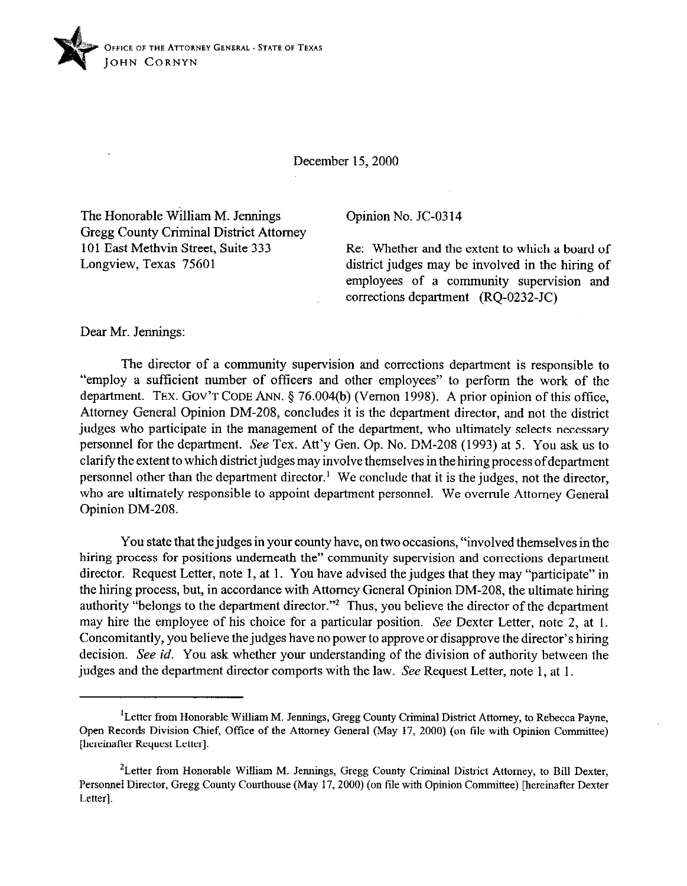OFFICE OF THE ATTORNEY GENERAL · STATE OF TEXAS
JOHN CORNYN

December 15, 2000

The Honorable William M. Jennings
Gregg County Criminal District Attorney
101 East Methvin Street, Suite 333
Longview, Texas 75601

Opinion No. JC-0314

Re: Whether and the extent to which a board of district judges may be involved in the hiring of employees of a community supervision and corrections department (RQ-0232-JC)

Dear Mr. Jennings:

The director of a community supervision and corrections department is responsible to "employ a sufficient number of officers and other employees" to perform the work of the department. TEX. GOV'T CODE ANN. § 76.004(b) (Vernon 1998). A prior opinion of this office, Attorney General Opinion DM-208, concludes it is the department director, and not the district judges who participate in the management of the department, who ultimately selects necessary personnel for the department. *See* Tex. Att'y Gen. Op. No. DM-208 (1993) at 5. You ask us to clarify the extent to which district judges may involve themselves in the hiring process of department personnel other than the department director.[1] We conclude that it is the judges, not the director, who are ultimately responsible to appoint department personnel. We overrule Attorney General Opinion DM-208.

You state that the judges in your county have, on two occasions, "involved themselves in the hiring process for positions underneath the" community supervision and corrections department director. Request Letter, note 1, at 1. You have advised the judges that they may "participate" in the hiring process, but, in accordance with Attorney General Opinion DM-208, the ultimate hiring authority "belongs to the department director."[2] Thus, you believe the director of the department may hire the employee of his choice for a particular position. *See* Dexter Letter, note 2, at 1. Concomitantly, you believe the judges have no power to approve or disapprove the director's hiring decision. *See id.* You ask whether your understanding of the division of authority between the judges and the department director comports with the law. *See* Request Letter, note 1, at 1.

---

[1]Letter from Honorable William M. Jennings, Gregg County Criminal District Attorney, to Rebecca Payne, Open Records Division Chief, Office of the Attorney General (May 17, 2000) (on file with Opinion Committee) [hereinafter Request Letter].

[2]Letter from Honorable William M. Jennings, Gregg County Criminal District Attorney, to Bill Dexter, Personnel Director, Gregg County Courthouse (May 17, 2000) (on file with Opinion Committee) [hereinafter Dexter Letter].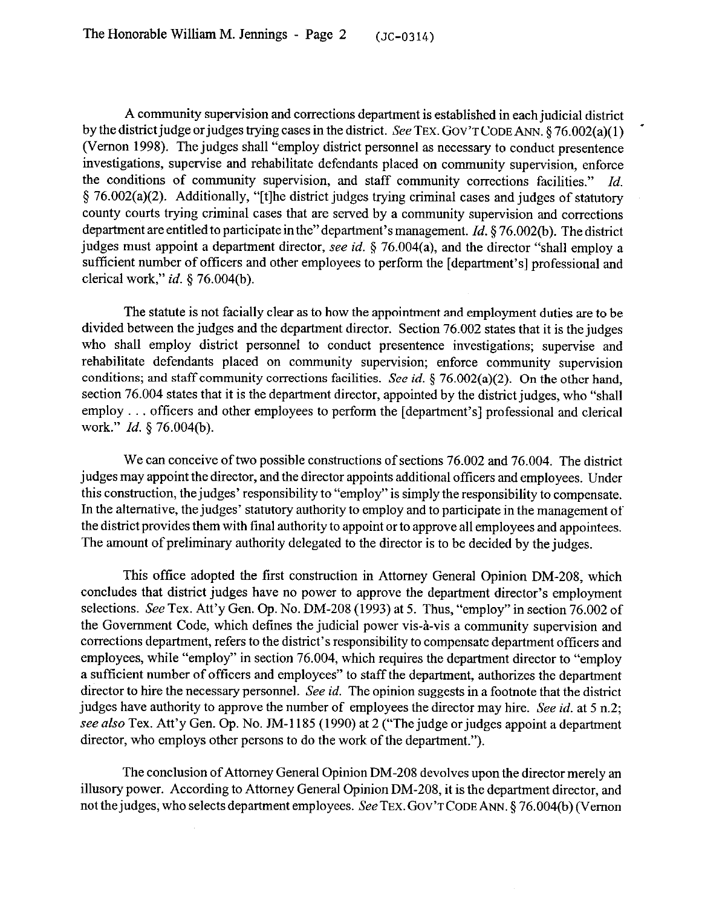A community supervision and corrections department is established in each judicial district by the district judge or judges trying cases in the district. *See* TEX. GOV'T CODE ANN. § 76.002(a)(1) (Vernon 1998). The judges shall "employ district personnel as necessary to conduct presentence investigations, supervise and rehabilitate defendants placed on community supervision, enforce the conditions of community supervision, and staff community corrections facilities." *Id.* § 76.002(a)(2). Additionally, "[t]he district judges trying criminal cases and judges of statutory county courts trying criminal cases that are served by a community supervision and corrections department are entitled to participate in the" department's management. *Id.* § 76.002(b). The district judges must appoint a department director, *see id.* § 76.004(a), and the director "shall employ a sufficient number of officers and other employees to perform the [department's] professional and clerical work," *id.* § 76.004(b).

The statute is not facially clear as to how the appointment and employment duties are to be divided between the judges and the department director. Section 76.002 states that it is the judges who shall employ district personnel to conduct presentence investigations; supervise and rehabilitate defendants placed on community supervision; enforce community supervision conditions; and staff community corrections facilities. *See id.* § 76.002(a)(2). On the other hand, section 76.004 states that it is the department director, appointed by the district judges, who "shall employ . . . officers and other employees to perform the [department's] professional and clerical work." *Id.* § 76.004(b).

We can conceive of two possible constructions of sections 76.002 and 76.004. The district judges may appoint the director, and the director appoints additional officers and employees. Under this construction, the judges' responsibility to "employ" is simply the responsibility to compensate. In the alternative, the judges' statutory authority to employ and to participate in the management of the district provides them with final authority to appoint or to approve all employees and appointees. The amount of preliminary authority delegated to the director is to be decided by the judges.

This office adopted the first construction in Attorney General Opinion DM-208, which concludes that district judges have no power to approve the department director's employment selections. *See* Tex. Att'y Gen. Op. No. DM-208 (1993) at 5. Thus, "employ" in section 76.002 of the Government Code, which defines the judicial power vis-à-vis a community supervision and corrections department, refers to the district's responsibility to compensate department officers and employees, while "employ" in section 76.004, which requires the department director to "employ a sufficient number of officers and employees" to staff the department, authorizes the department director to hire the necessary personnel. *See id.* The opinion suggests in a footnote that the district judges have authority to approve the number of employees the director may hire. *See id.* at 5 n.2; *see also* Tex. Att'y Gen. Op. No. JM-1185 (1990) at 2 ("The judge or judges appoint a department director, who employs other persons to do the work of the department.").

The conclusion of Attorney General Opinion DM-208 devolves upon the director merely an illusory power. According to Attorney General Opinion DM-208, it is the department director, and not the judges, who selects department employees. *See* TEX. GOV'T CODE ANN. § 76.004(b) (Vernon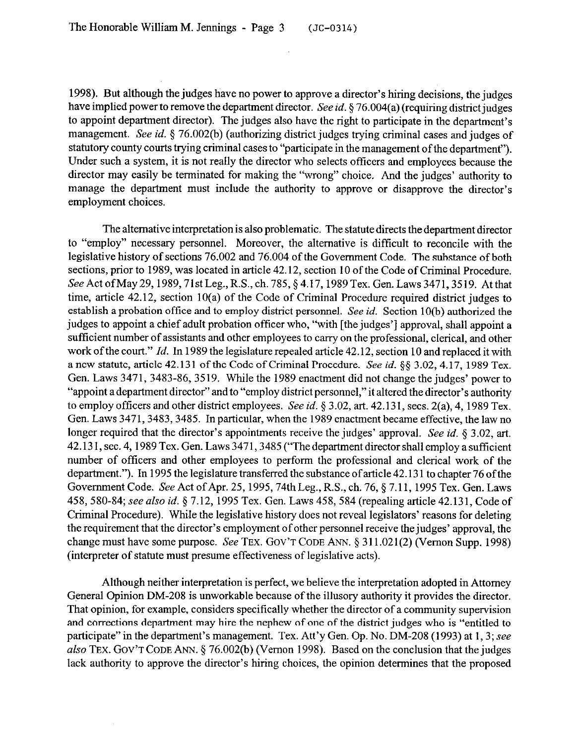1998). But although the judges have no power to approve a director's hiring decisions, the judges have implied power to remove the department director. *See id.* § 76.004(a) (requiring district judges to appoint department director). The judges also have the right to participate in the department's management. *See id.* § 76.002(b) (authorizing district judges trying criminal cases and judges of statutory county courts trying criminal cases to "participate in the management of the department"). Under such a system, it is not really the director who selects officers and employees because the director may easily be terminated for making the "wrong" choice. And the judges' authority to manage the department must include the authority to approve or disapprove the director's employment choices.

The alternative interpretation is also problematic. The statute directs the department director to "employ" necessary personnel. Moreover, the alternative is difficult to reconcile with the legislative history of sections 76.002 and 76.004 of the Government Code. The substance of both sections, prior to 1989, was located in article 42.12, section 10 of the Code of Criminal Procedure. *See* Act of May 29, 1989, 71st Leg., R.S., ch. 785, § 4.17, 1989 Tex. Gen. Laws 3471, 3519. At that time, article 42.12, section 10(a) of the Code of Criminal Procedure required district judges to establish a probation office and to employ district personnel. *See id.* Section 10(b) authorized the judges to appoint a chief adult probation officer who, "with [the judges'] approval, shall appoint a sufficient number of assistants and other employees to carry on the professional, clerical, and other work of the court." *Id.* In 1989 the legislature repealed article 42.12, section 10 and replaced it with a new statute, article 42.131 of the Code of Criminal Procedure. *See id.* §§ 3.02, 4.17, 1989 Tex. Gen. Laws 3471, 3483-86, 3519. While the 1989 enactment did not change the judges' power to "appoint a department director" and to "employ district personnel," it altered the director's authority to employ officers and other district employees. *See id.* § 3.02, art. 42.131, secs. 2(a), 4, 1989 Tex. Gen. Laws 3471, 3483, 3485. In particular, when the 1989 enactment became effective, the law no longer required that the director's appointments receive the judges' approval. *See id.* § 3.02, art. 42.131, sec. 4, 1989 Tex. Gen. Laws 3471, 3485 ("The department director shall employ a sufficient number of officers and other employees to perform the professional and clerical work of the department."). In 1995 the legislature transferred the substance of article 42.131 to chapter 76 of the Government Code. *See* Act of Apr. 25, 1995, 74th Leg., R.S., ch. 76, § 7.11, 1995 Tex. Gen. Laws 458, 580-84; *see also id.* § 7.12, 1995 Tex. Gen. Laws 458, 584 (repealing article 42.131, Code of Criminal Procedure). While the legislative history does not reveal legislators' reasons for deleting the requirement that the director's employment of other personnel receive the judges' approval, the change must have some purpose. *See* TEX. GOV'T CODE ANN. § 311.021(2) (Vernon Supp. 1998) (interpreter of statute must presume effectiveness of legislative acts).

Although neither interpretation is perfect, we believe the interpretation adopted in Attorney General Opinion DM-208 is unworkable because of the illusory authority it provides the director. That opinion, for example, considers specifically whether the director of a community supervision and corrections department may hire the nephew of one of the district judges who is "entitled to participate" in the department's management. Tex. Att'y Gen. Op. No. DM-208 (1993) at 1, 3; *see also* TEX. GOV'T CODE ANN. § 76.002(b) (Vernon 1998). Based on the conclusion that the judges lack authority to approve the director's hiring choices, the opinion determines that the proposed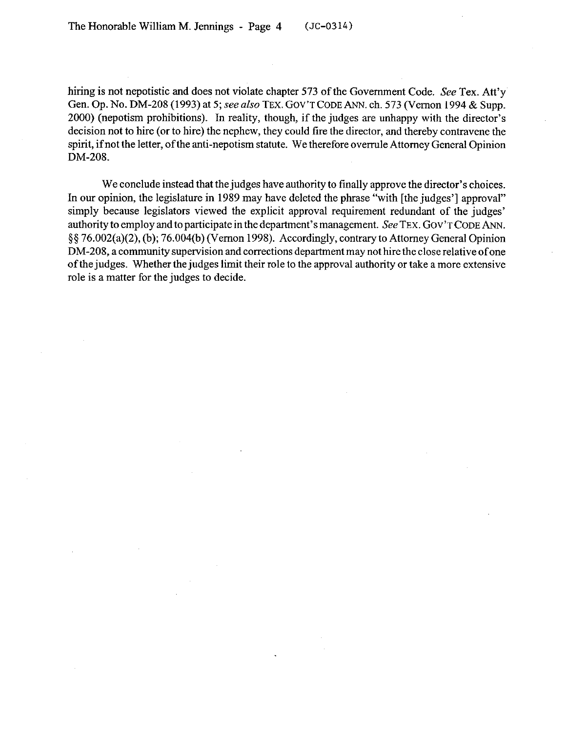hiring is not nepotistic and does not violate chapter 573 of the Government Code. *See* Tex. Att'y Gen. Op. No. DM-208 (1993) at 5; *see also* TEX. GOV'T CODE ANN. ch. 573 (Vernon 1994 & Supp. 2000) (nepotism prohibitions). In reality, though, if the judges are unhappy with the director's decision not to hire (or to hire) the nephew, they could fire the director, and thereby contravene the spirit, if not the letter, of the anti-nepotism statute. We therefore overrule Attorney General Opinion DM-208.

We conclude instead that the judges have authority to finally approve the director's choices. In our opinion, the legislature in 1989 may have deleted the phrase "with [the judges'] approval" simply because legislators viewed the explicit approval requirement redundant of the judges' authority to employ and to participate in the department's management. *See* TEX. GOV'T CODE ANN. §§ 76.002(a)(2), (b); 76.004(b) (Vernon 1998). Accordingly, contrary to Attorney General Opinion DM-208, a community supervision and corrections department may not hire the close relative of one of the judges. Whether the judges limit their role to the approval authority or take a more extensive role is a matter for the judges to decide.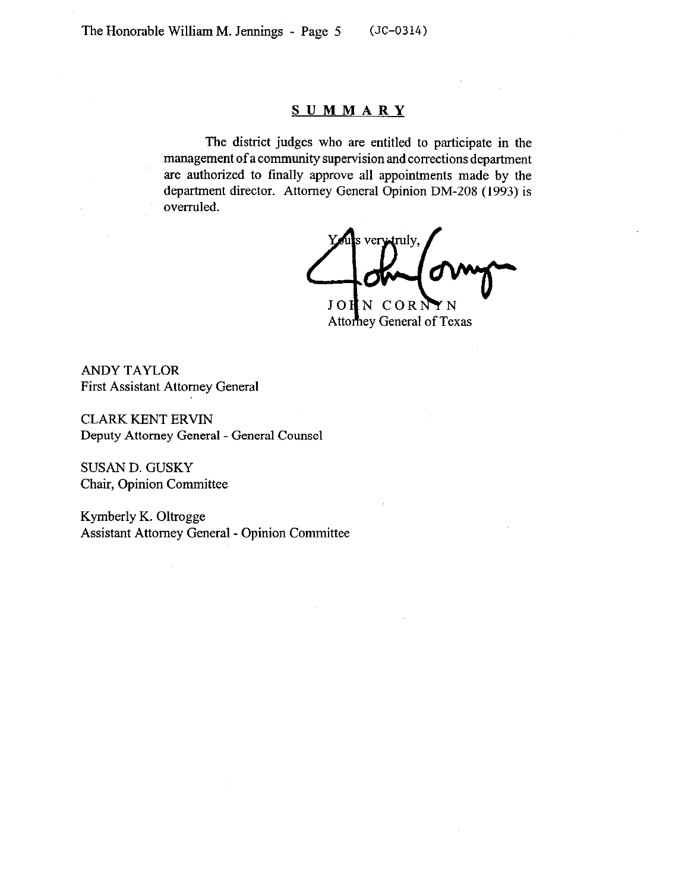## SUMMARY

The district judges who are entitled to participate in the management of a community supervision and corrections department are authorized to finally approve all appointments made by the department director. Attorney General Opinion DM-208 (1993) is overruled.

Yours very truly,

JOHN CORNYN
Attorney General of Texas

ANDY TAYLOR
First Assistant Attorney General

CLARK KENT ERVIN
Deputy Attorney General - General Counsel

SUSAN D. GUSKY
Chair, Opinion Committee

Kymberly K. Oltrogge
Assistant Attorney General - Opinion Committee